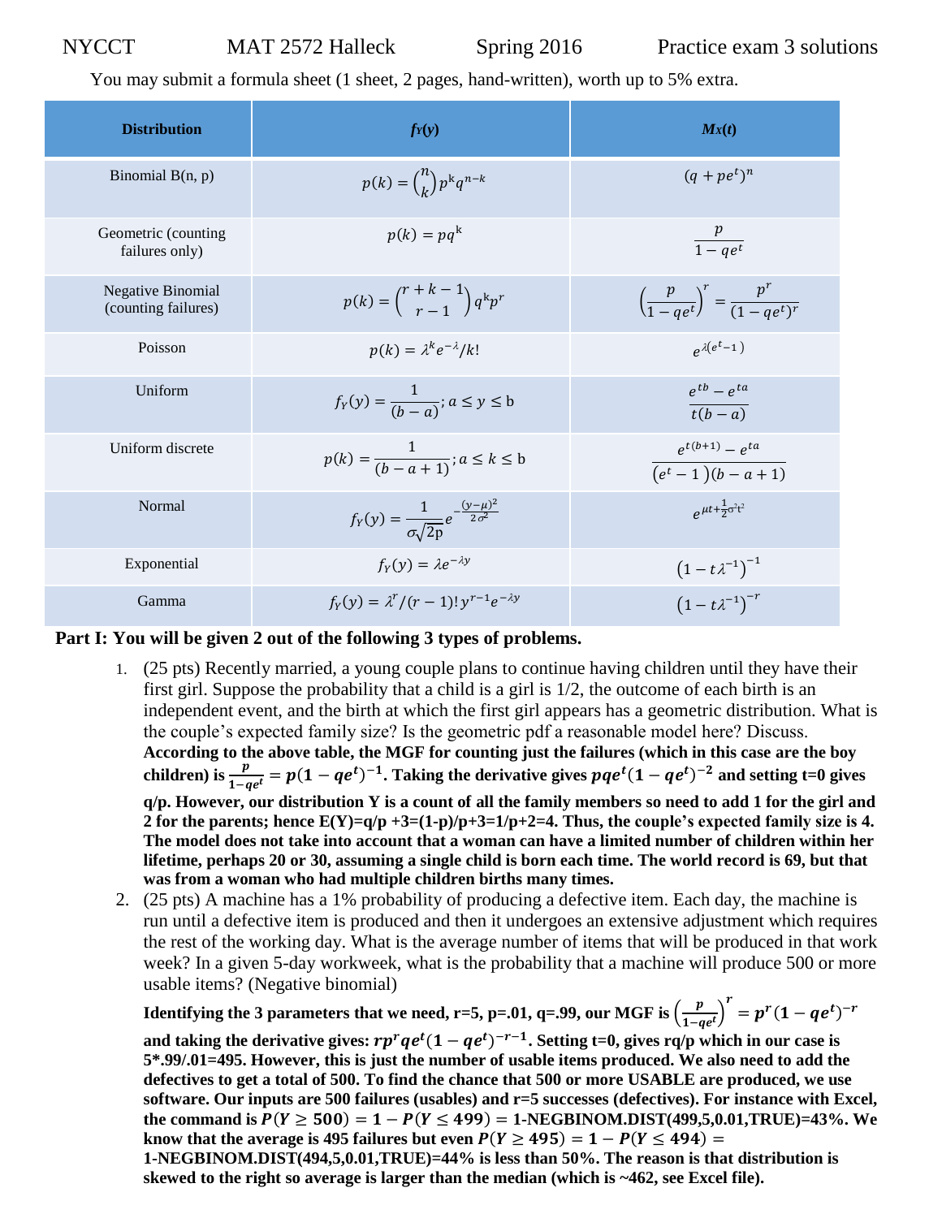NYCCT MAT 2572 Halleck Spring 2016 Practice exam 3 solutions

You may submit a formula sheet (1 sheet, 2 pages, hand-written), worth up to 5% extra.

| Distribution | $f_Y(y)$ | $M_X(t)$ |
|---|---|---|
| Binomial B(n, p) | $p(k) = \binom{n}{k} p^k q^{n-k}$ | $(q + pe^t)^n$ |
| Geometric (counting failures only) | $p(k) = pq^k$ | $\frac{p}{1 - qe^t}$ |
| Negative Binomial (counting failures) | $p(k) = \binom{r+k-1}{r-1} q^k p^r$ | $\left(\frac{p}{1 - qe^t}\right)^r = \frac{p^r}{(1 - qe^t)^r}$ |
| Poisson | $p(k) = \lambda^k e^{-\lambda}/k!$ | $e^{\lambda(e^t - 1)}$ |
| Uniform | $f_Y(y) = \frac{1}{(b-a)}; a \le y \le b$ | $\frac{e^{tb} - e^{ta}}{t(b-a)}$ |
| Uniform discrete | $p(k) = \frac{1}{(b-a+1)}; a \le k \le b$ | $\frac{e^{t(b+1)} - e^{ta}}{(e^t - 1)(b-a+1)}$ |
| Normal | $f_Y(y) = \frac{1}{\sigma\sqrt{2p}} e^{-\frac{(y-\mu)^2}{2\sigma^2}}$ | $e^{\mu t + \frac{1}{2}\sigma^2 t^2}$ |
| Exponential | $f_Y(y) = \lambda e^{-\lambda y}$ | $(1 - t\lambda^{-1})^{-1}$ |
| Gamma | $f_Y(y) = \lambda^r/(r-1)!\, y^{r-1} e^{-\lambda y}$ | $(1 - t\lambda^{-1})^{-r}$ |

**Part I: You will be given 2 out of the following 3 types of problems.**

1. (25 pts) Recently married, a young couple plans to continue having children until they have their first girl. Suppose the probability that a child is a girl is 1/2, the outcome of each birth is an independent event, and the birth at which the first girl appears has a geometric distribution. What is the couple's expected family size? Is the geometric pdf a reasonable model here? Discuss.
**According to the above table, the MGF for counting just the failures (which in this case are the boy children) is $\frac{p}{1-qe^t} = p(1 - qe^t)^{-1}$. Taking the derivative gives $pqe^t(1 - qe^t)^{-2}$ and setting t=0 gives q/p. However, our distribution Y is a count of all the family members so need to add 1 for the girl and 2 for the parents; hence E(Y)=q/p +3=(1-p)/p+3=1/p+2=4. Thus, the couple's expected family size is 4. The model does not take into account that a woman can have a limited number of children within her lifetime, perhaps 20 or 30, assuming a single child is born each time. The world record is 69, but that was from a woman who had multiple children births many times.**

2. (25 pts) A machine has a 1% probability of producing a defective item. Each day, the machine is run until a defective item is produced and then it undergoes an extensive adjustment which requires the rest of the working day. What is the average number of items that will be produced in that work week? In a given 5-day workweek, what is the probability that a machine will produce 500 or more usable items? (Negative binomial)
**Identifying the 3 parameters that we need, r=5, p=.01, q=.99, our MGF is $\left(\frac{p}{1-qe^t}\right)^r = p^r(1 - qe^t)^{-r}$ and taking the derivative gives: $rp^r qe^t(1 - qe^t)^{-r-1}$. Setting t=0, gives rq/p which in our case is 5\*.99/.01=495. However, this is just the number of usable items produced. We also need to add the defectives to get a total of 500. To find the chance that 500 or more USABLE are produced, we use software. Our inputs are 500 failures (usables) and r=5 successes (defectives). For instance with Excel, the command is $P(Y \ge 500) = 1 - P(Y \le 499)$ = 1-NEGBINOM.DIST(499,5,0.01,TRUE)=43%. We know that the average is 495 failures but even $P(Y \ge 495) = 1 - P(Y \le 494)$ = 1-NEGBINOM.DIST(494,5,0.01,TRUE)=44% is less than 50%. The reason is that distribution is skewed to the right so average is larger than the median (which is ~462, see Excel file).**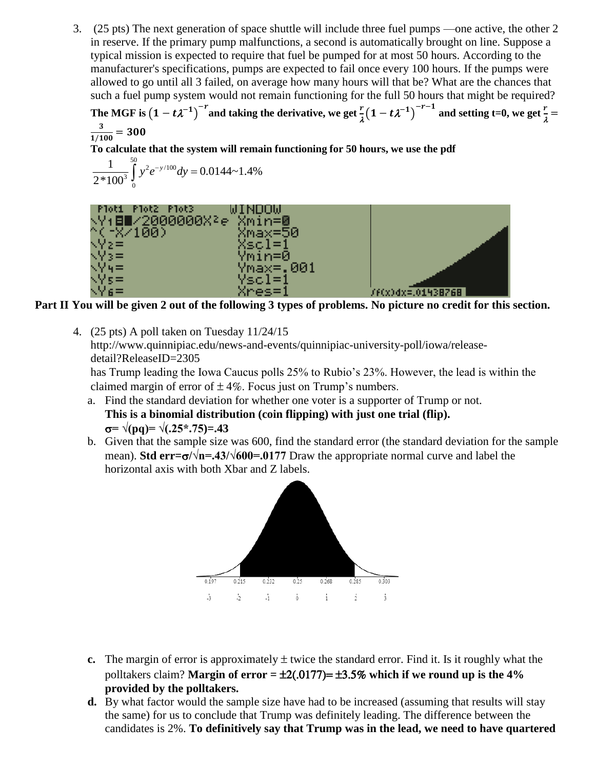3. (25 pts) The next generation of space shuttle will include three fuel pumps —one active, the other 2 in reserve. If the primary pump malfunctions, a second is automatically brought on line. Suppose a typical mission is expected to require that fuel be pumped for at most 50 hours. According to the manufacturer's specifications, pumps are expected to fail once every 100 hours. If the pumps were allowed to go until all 3 failed, on average how many hours will that be? What are the chances that such a fuel pump system would not remain functioning for the full 50 hours that might be required?

**The MGF is $(1-t\lambda^{-1})^{-r}$ and taking the derivative, we get $\frac{r}{\lambda}(1-t\lambda^{-1})^{-r-1}$ and setting t=0, we get $\frac{r}{\lambda} = \frac{3}{1/100} = 300$**

**To calculate that the system will remain functioning for 50 hours, we use the pdf**

$$\frac{1}{2*100^3}\int_0^{50} y^2 e^{-y/100}\,dy = 0.0144\sim 1.4\%$$

```
Plot1 Plot2 Plot3          WINDOW
\Y1=1/2000000X²e           Xmin=0
^(-X/100)                  Xmax=50
\Y2=                       Xscl=1
\Y3=                       Ymin=0
\Y4=                       Ymax=.001
\Y5=                       Yscl=1
\Y6=                       Xres=1
                           ∫f(x)dx=.01438768
```

**Part II You will be given 2 out of the following 3 types of problems. No picture no credit for this section.**

4. (25 pts) A poll taken on Tuesday 11/24/15 http://www.quinnipiac.edu/news-and-events/quinnipiac-university-poll/iowa/release-detail?ReleaseID=2305 has Trump leading the Iowa Caucus polls 25% to Rubio's 23%. However, the lead is within the claimed margin of error of ± 4%. Focus just on Trump's numbers.

   a. Find the standard deviation for whether one voter is a supporter of Trump or not. **This is a binomial distribution (coin flipping) with just one trial (flip).** **$\sigma = \sqrt{(pq)} = \sqrt{(.25*.75)} = .43$**

   b. Given that the sample size was 600, find the standard error (the standard deviation for the sample mean). **Std err=$\sigma/\sqrt{n} = .43/\sqrt{600} = .0177$** Draw the appropriate normal curve and label the horizontal axis with both Xbar and Z labels.

| Xbar | 0.197 | 0.215 | 0.232 | 0.25 | 0.268 | 0.285 | 0.303 |
|---|---|---|---|---|---|---|---|
| Z | -3 | -2 | -1 | 0 | 1 | 2 | 3 |

   c. The margin of error is approximately ± twice the standard error. Find it. Is it roughly what the polltakers claim? **Margin of error = ±2(.0177)= ±3.5% which if we round up is the 4% provided by the polltakers.**

   d. By what factor would the sample size have had to be increased (assuming that results will stay the same) for us to conclude that Trump was definitely leading. The difference between the candidates is 2%. **To definitively say that Trump was in the lead, we need to have quartered**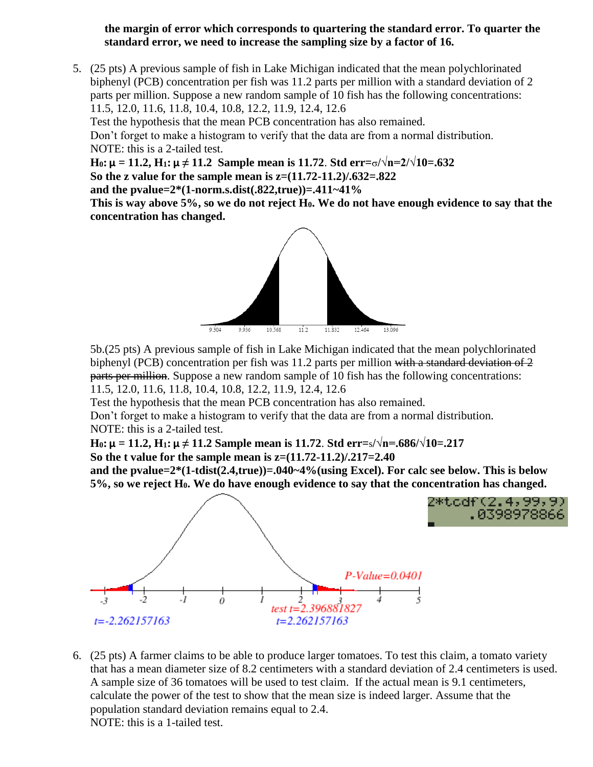**the margin of error which corresponds to quartering the standard error. To quarter the standard error, we need to increase the sampling size by a factor of 16.**

5. (25 pts) A previous sample of fish in Lake Michigan indicated that the mean polychlorinated biphenyl (PCB) concentration per fish was 11.2 parts per million with a standard deviation of 2 parts per million. Suppose a new random sample of 10 fish has the following concentrations: 11.5, 12.0, 11.6, 11.8, 10.4, 10.8, 12.2, 11.9, 12.4, 12.6
Test the hypothesis that the mean PCB concentration has also remained.
Don't forget to make a histogram to verify that the data are from a normal distribution.
NOTE: this is a 2-tailed test.
**$H_0$: $\mu = 11.2$, $H_1$: $\mu \neq 11.2$ Sample mean is 11.72. Std err=$\sigma/\sqrt{n}=2/\sqrt{10}=.632$**
**So the z value for the sample mean is z=(11.72-11.2)/.632=.822**
**and the pvalue=2*(1-norm.s.dist(.822,true))=.411~41%**
**This is way above 5%, so we do not reject $H_0$. We do not have enough evidence to say that the concentration has changed.**

9.304 9.936 10.568 11.2 11.832 12.464 13.096

5b.(25 pts) A previous sample of fish in Lake Michigan indicated that the mean polychlorinated biphenyl (PCB) concentration per fish was 11.2 parts per million ~~with a standard deviation of 2 parts per million~~. Suppose a new random sample of 10 fish has the following concentrations: 11.5, 12.0, 11.6, 11.8, 10.4, 10.8, 12.2, 11.9, 12.4, 12.6
Test the hypothesis that the mean PCB concentration has also remained.
Don't forget to make a histogram to verify that the data are from a normal distribution.
NOTE: this is a 2-tailed test.
**$H_0$: $\mu = 11.2$, $H_1$: $\mu \neq 11.2$ Sample mean is 11.72. Std err=$s/\sqrt{n}=.686/\sqrt{10}=.217$**
**So the t value for the sample mean is z=(11.72-11.2)/.217=2.40**
**and the pvalue=2*(1-tdist(2.4,true))=.040~4%(using Excel). For calc see below. This is below 5%, so we reject $H_0$. We do have enough evidence to say that the concentration has changed.**

```
2*tcdf(2.4,99,9)
      .0398978866
```

P-Value=0.0401
test t=2.396881827
t=-2.262157163 t=2.262157163

6. (25 pts) A farmer claims to be able to produce larger tomatoes. To test this claim, a tomato variety that has a mean diameter size of 8.2 centimeters with a standard deviation of 2.4 centimeters is used. A sample size of 36 tomatoes will be used to test claim. If the actual mean is 9.1 centimeters, calculate the power of the test to show that the mean size is indeed larger. Assume that the population standard deviation remains equal to 2.4.
NOTE: this is a 1-tailed test.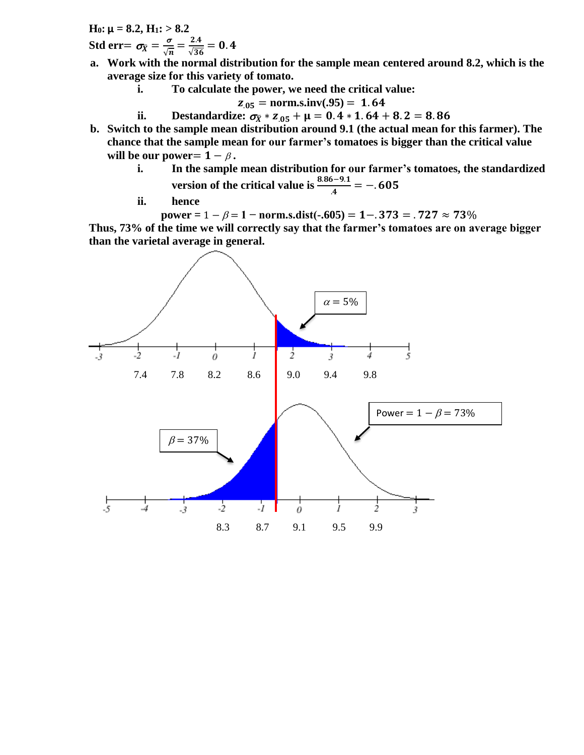**$H_0$: μ = 8.2, $H_1$: > 8.2**

**Std err=** $\sigma_{\bar{X}} = \frac{\sigma}{\sqrt{n}} = \frac{2.4}{\sqrt{36}} = 0.4$

a. **Work with the normal distribution for the sample mean centered around 8.2, which is the average size for this variety of tomato.**
   i. **To calculate the power, we need the critical value:**
   $$z_{.05} = \text{norm.s.inv}(.95) = 1.64$$
   ii. **Destandardize:** $\sigma_{\bar{X}} * z_{.05} + \mu = 0.4 * 1.64 + 8.2 = 8.86$

b. **Switch to the sample mean distribution around 9.1 (the actual mean for this farmer). The chance that the sample mean for our farmer's tomatoes is bigger than the critical value will be our power=** $1 - \beta$.
   i. **In the sample mean distribution for our farmer's tomatoes, the standardized version of the critical value is** $\frac{8.86-9.1}{.4} = -.605$
   ii. **hence**
   $$\text{power} = 1 - \beta = 1 - \text{norm.s.dist}(-.605) = 1 - .373 = .727 \approx 73\%$$

**Thus, 73% of the time we will correctly say that the farmer's tomatoes are on average bigger than the varietal average in general.**

$\alpha = 5\%$

-3 -2 -1 0 1 2 3 4 5

7.4 7.8 8.2 8.6 9.0 9.4 9.8

$\beta = 37\%$

Power $= 1 - \beta = 73\%$

-5 -4 -3 -2 -1 0 1 2 3

8.3 8.7 9.1 9.5 9.9